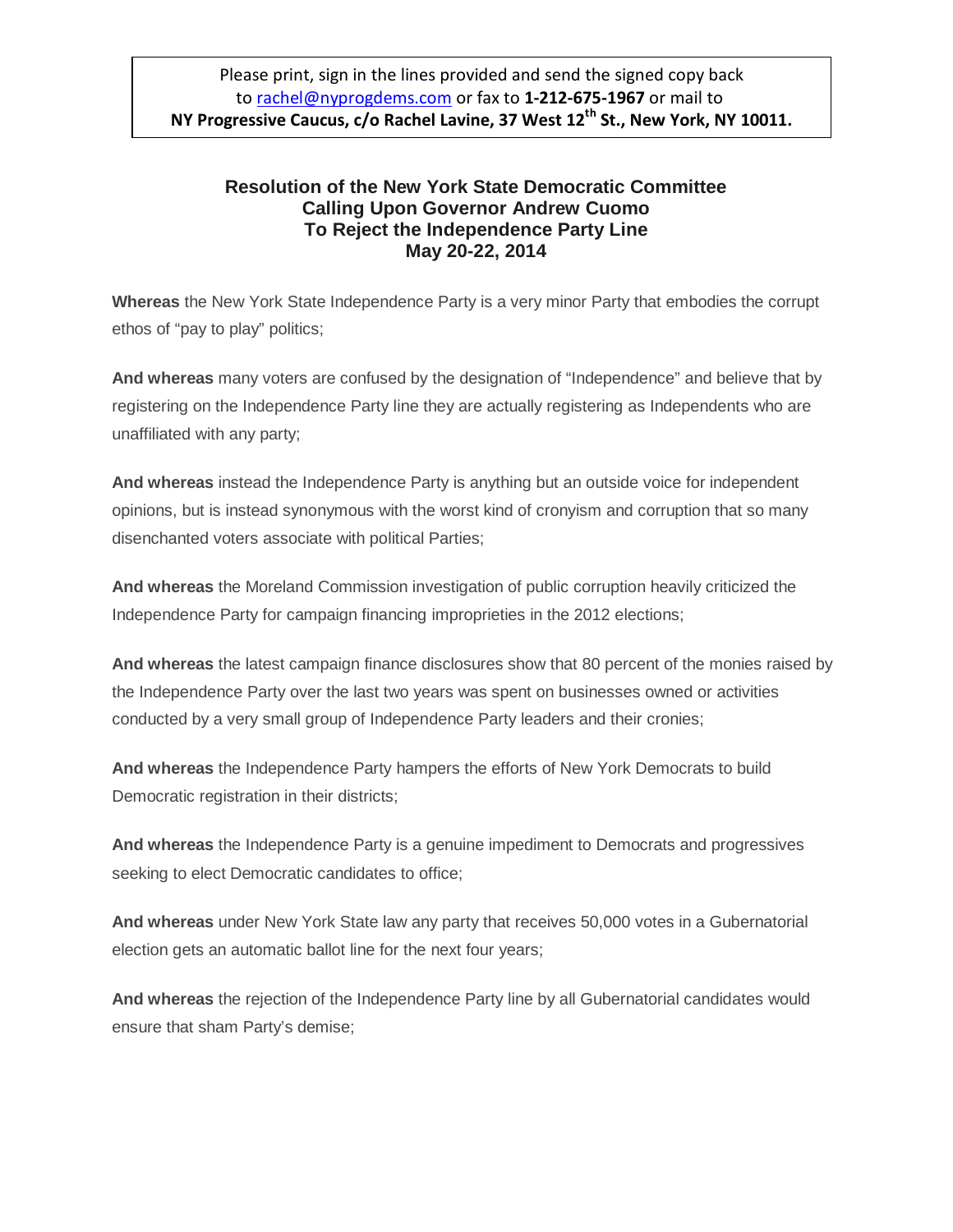Please print, sign in the lines provided and send the signed copy back to rachel@nyprogdems.com or fax to **1-212-675-1967** or mail to **NY Progressive Caucus, c/o Rachel Lavine, 37 West 12th St., New York, NY 10011.**

## Resolution of the New York State Democratic Committee Calling Upon Governor Andrew Cuomo To Reject the Independence Party Line May 20-22, 2014

**Whereas** the New York State Independence Party is a very minor Party that embodies the corrupt ethos of "pay to play" politics;

**And whereas** many voters are confused by the designation of "Independence" and believe that by registering on the Independence Party line they are actually registering as Independents who are unaffiliated with any party;

**And whereas** instead the Independence Party is anything but an outside voice for independent opinions, but is instead synonymous with the worst kind of cronyism and corruption that so many disenchanted voters associate with political Parties;

**And whereas** the Moreland Commission investigation of public corruption heavily criticized the Independence Party for campaign financing improprieties in the 2012 elections;

**And whereas** the latest campaign finance disclosures show that 80 percent of the monies raised by the Independence Party over the last two years was spent on businesses owned or activities conducted by a very small group of Independence Party leaders and their cronies;

**And whereas** the Independence Party hampers the efforts of New York Democrats to build Democratic registration in their districts;

**And whereas** the Independence Party is a genuine impediment to Democrats and progressives seeking to elect Democratic candidates to office;

**And whereas** under New York State law any party that receives 50,000 votes in a Gubernatorial election gets an automatic ballot line for the next four years;

**And whereas** the rejection of the Independence Party line by all Gubernatorial candidates would ensure that sham Party's demise;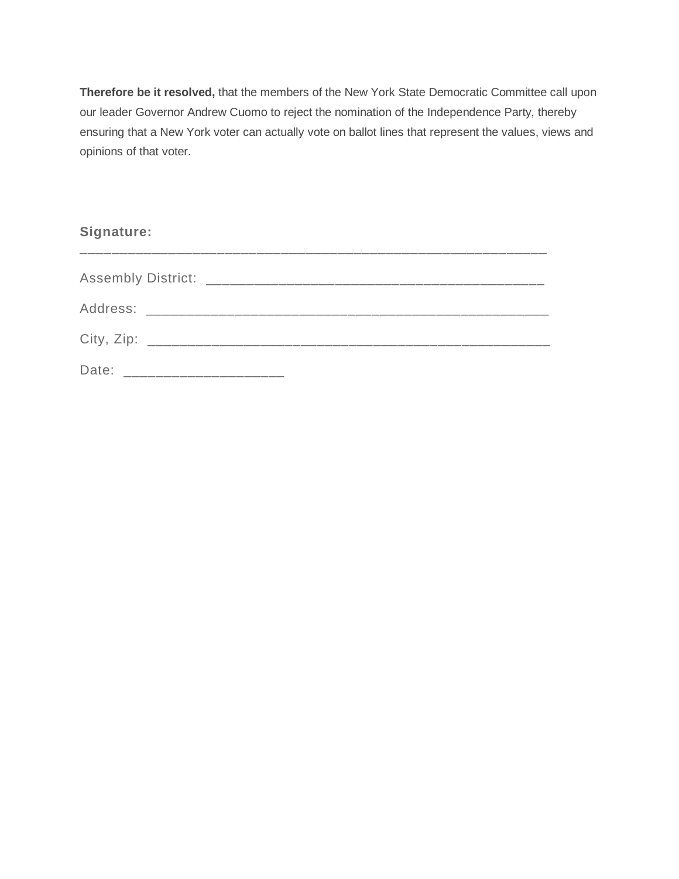**Therefore be it resolved,** that the members of the New York State Democratic Committee call upon our leader Governor Andrew Cuomo to reject the nomination of the Independence Party, thereby ensuring that a New York voter can actually vote on ballot lines that represent the values, views and opinions of that voter.

**Signature:** ___________________________________________________________

Assembly District: ___________________________________________

Address: _____________________________________________________

City, Zip: _____________________________________________________

Date: ____________________